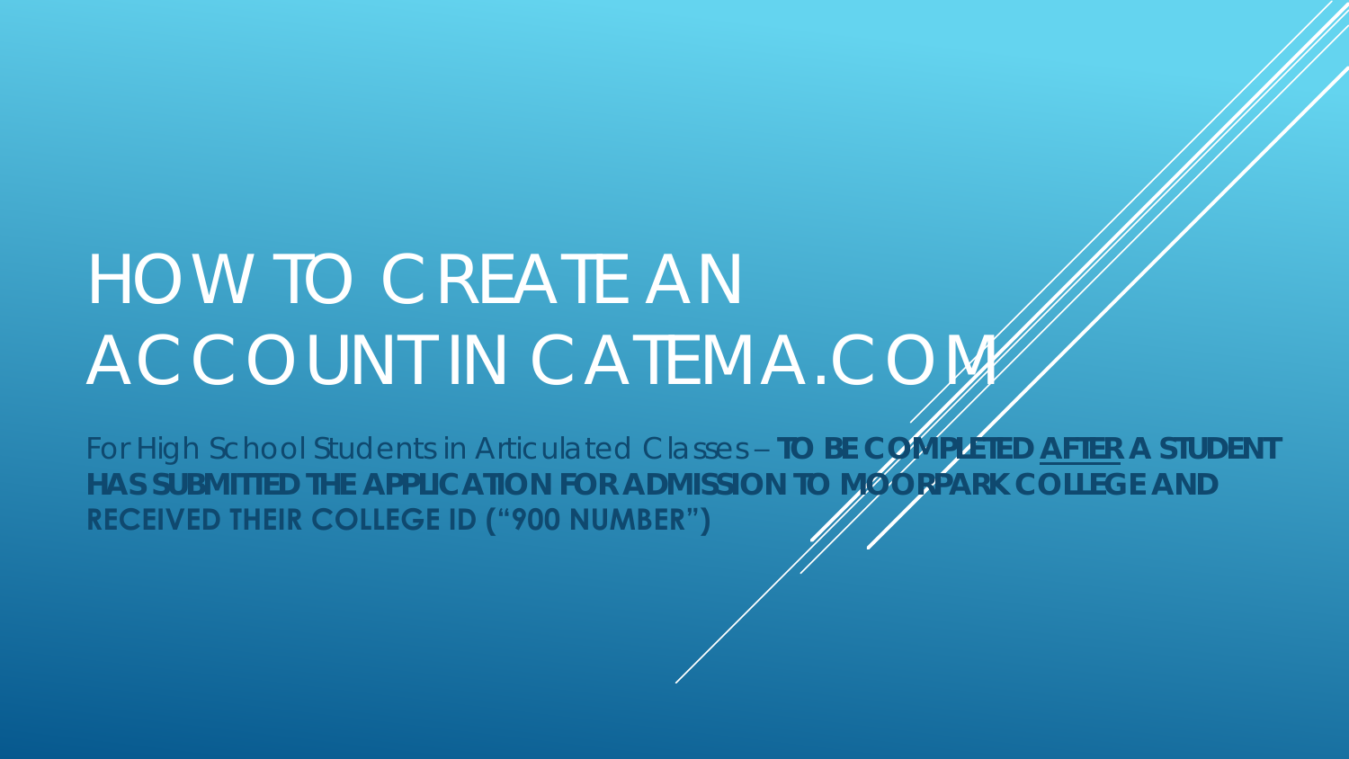# HOW TO CREATE AN ACCOUNT IN CATEMA.COM

For High School Students in Articulated Classes – **TO BE COMPLETED AFTER A STUDENT HAS SUBMITTED THE APPLICATION FOR ADMISSION TO MOORPARK COLLEGE AND RECEIVED THEIR COLLEGE ID (“900 NUMBER”)**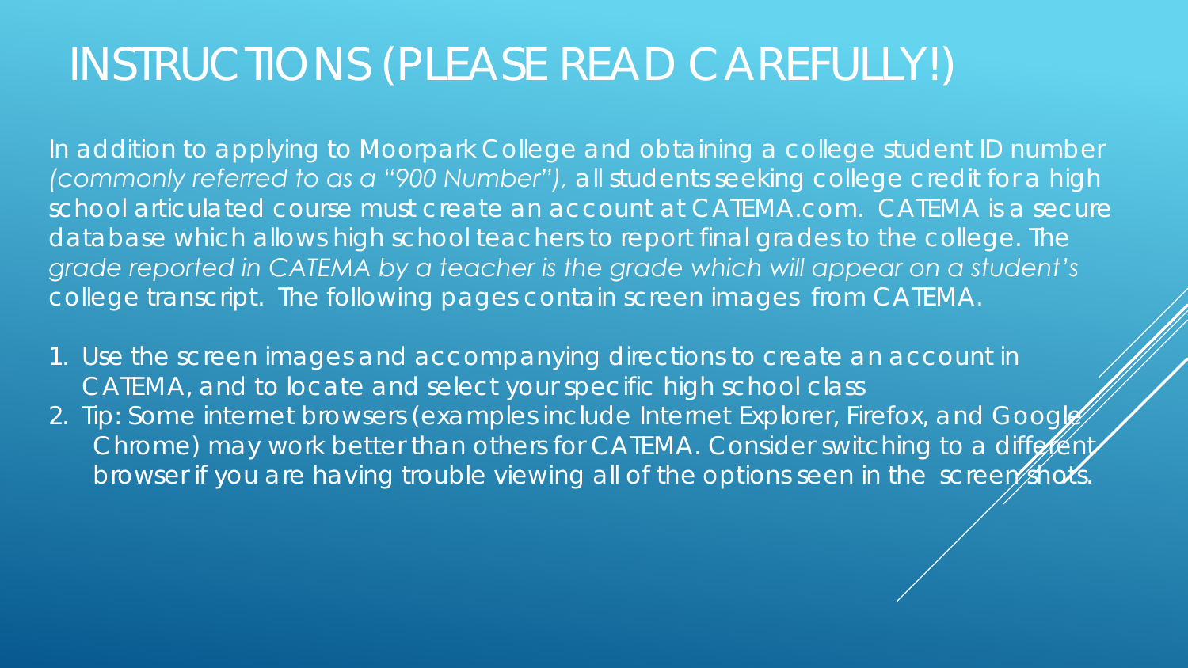# INSTRUCTIONS (PLEASE READ CAREFULLY!)

In addition to applying to Moorpark College and obtaining a college student ID number *(commonly referred to as a "900 Number"),* all students seeking college credit for a high school articulated course must create an account at CATEMA.com. CATEMA is a secure database which allows high school teachers to report final grades to the college. The *grade reported in CATEMA by a teacher is the grade which will appear on a student's* college transcript. The following pages contain screen images from CATEMA.

1. Use the screen images and accompanying directions to create an account in CATEMA, and to locate and select your specific high school class
2. Tip: Some internet browsers (examples include Internet Explorer, Firefox, and Google Chrome) may work better than others for CATEMA. Consider switching to a different browser if you are having trouble viewing all of the options seen in the screen shots.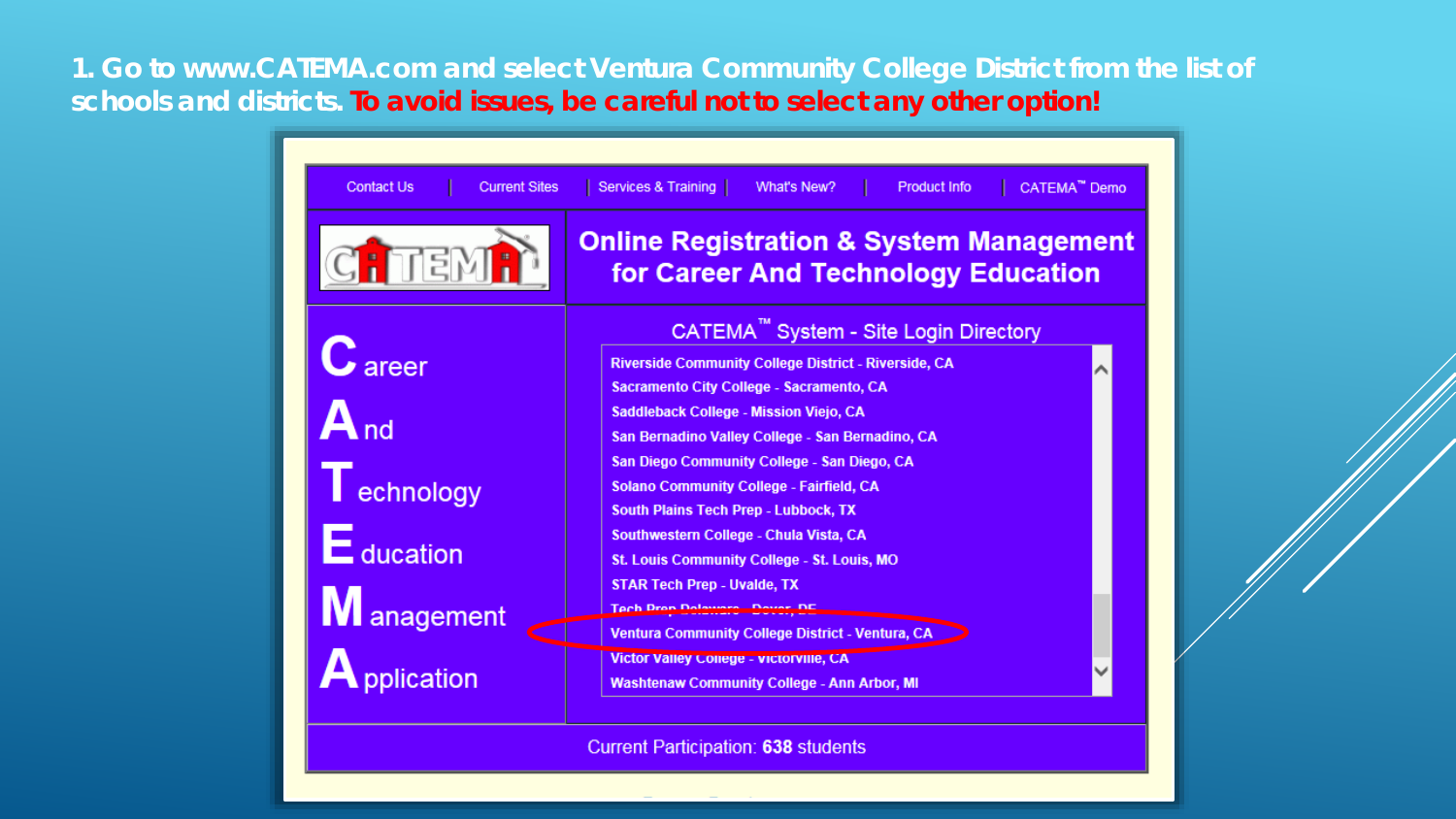1. Go to www.CATEMA.com and select Ventura Community College District from the list of schools and districts. **To avoid issues, be careful not to select any other option!**

Contact Us | Current Sites | Services & Training | What's New? | Product Info | CATEMA™ Demo

**Online Registration & System Management for Career And Technology Education**

**C**areer
**A**nd
**T**echnology
**E**ducation
**M**anagement
**A**pplication

CATEMA™ System - Site Login Directory

- Riverside Community College District - Riverside, CA
- Sacramento City College - Sacramento, CA
- Saddleback College - Mission Viejo, CA
- San Bernadino Valley College - San Bernadino, CA
- San Diego Community College - San Diego, CA
- Solano Community College - Fairfield, CA
- South Plains Tech Prep - Lubbock, TX
- Southwestern College - Chula Vista, CA
- St. Louis Community College - St. Louis, MO
- STAR Tech Prep - Uvalde, TX
- Tech Prep Delaware - Dover, DE
- Ventura Community College District - Ventura, CA
- Victor Valley College - Victorville, CA
- Washtenaw Community College - Ann Arbor, MI

Current Participation: **638** students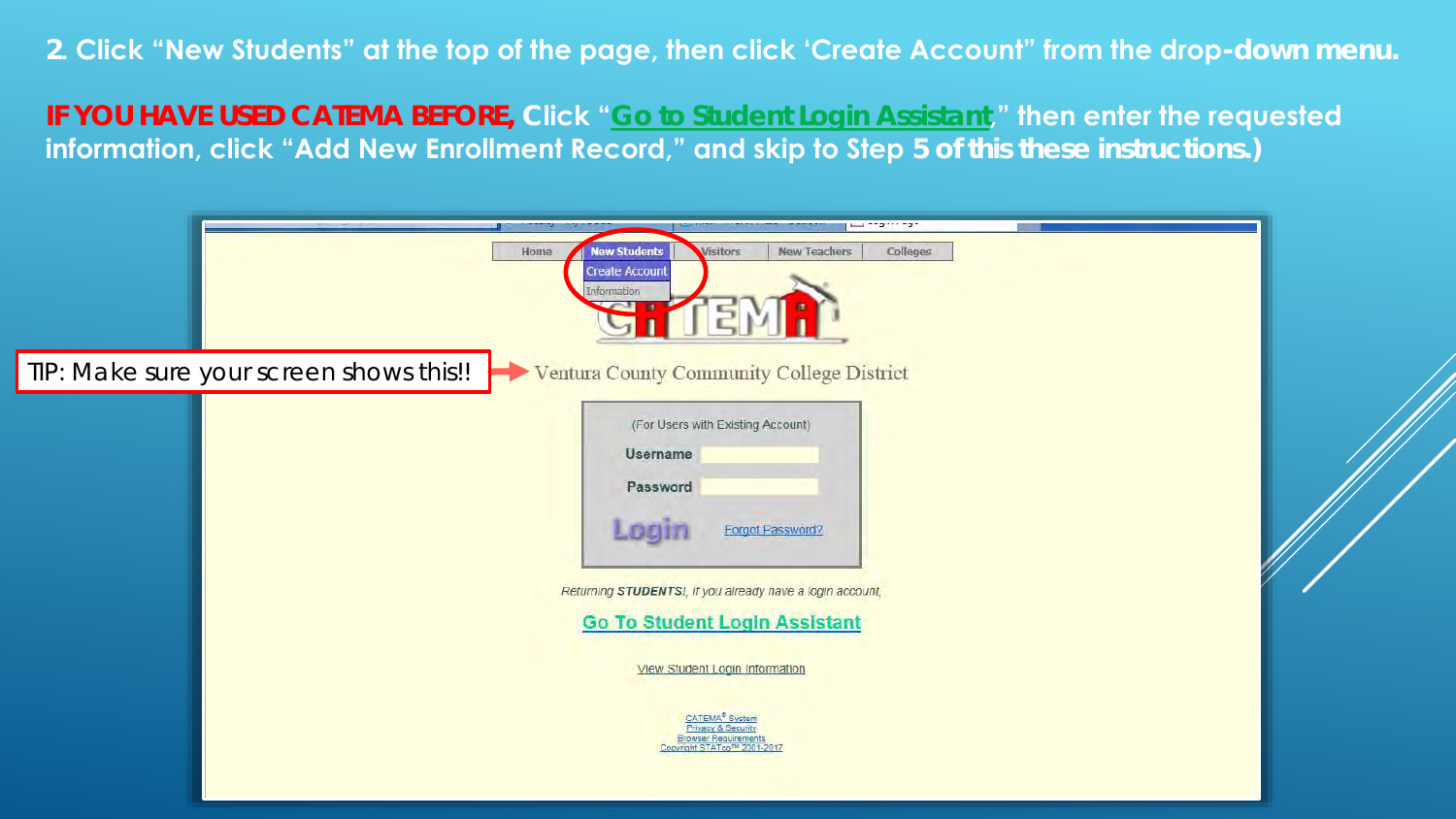2. Click "New Students" at the top of the page, then click 'Create Account" from the drop-down menu.

**IF YOU HAVE USED CATEMA BEFORE,** Click "Go to Student Login Assistant," then enter the requested information, click "Add New Enrollment Record," and skip to Step 5 of this these instructions.)

TIP: Make sure your screen shows this!!

Home | New Students | Visitors | New Teachers | Colleges

Create Account

Information

CATEMA

Ventura County Community College District

(For Users with Existing Account)

Username

Password

Login

Forgot Password?

Returning STUDENTS!, If you already have a login account,

Go To Student Login Assistant

View Student Login Information

CATEMA® System
Privacy & Security
Browser Requirements
Copyright STATco™ 2001-2017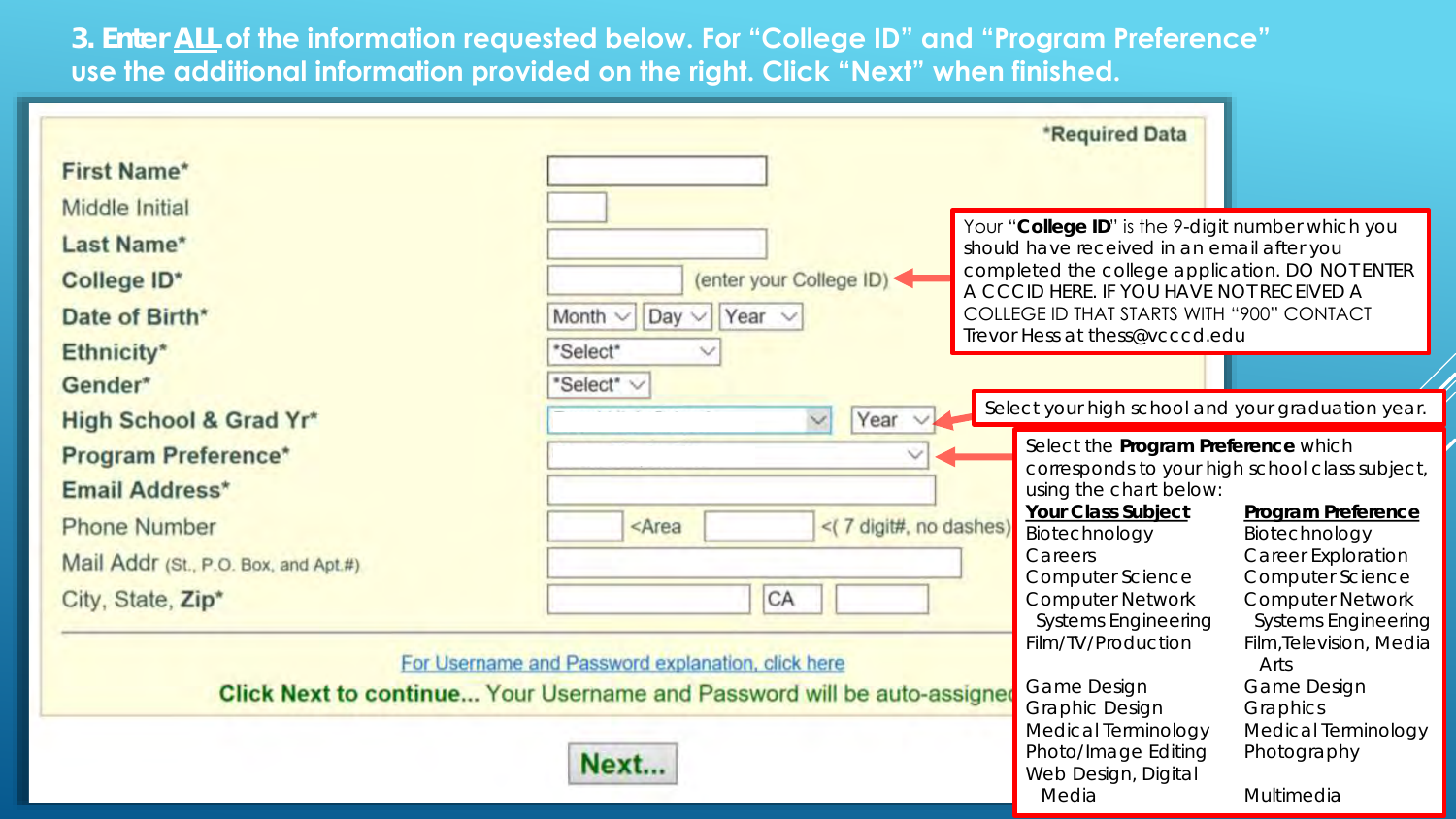# 3. Enter ALL of the information requested below. For "College ID" and "Program Preference" use the additional information provided on the right. Click "Next" when finished.

*Required Data

| | |
|---|---|
| First Name* | |
| Middle Initial | |
| Last Name* | |
| College ID* | (enter your College ID) |
| Date of Birth* | Month / Day / Year |
| Ethnicity* | *Select* |
| Gender* | *Select* |
| High School & Grad Yr* | Year |
| Program Preference* | |
| Email Address* | |
| Phone Number | <Area <( 7 digit#, no dashes) |
| Mail Addr (St., P.O. Box, and Apt.#) | |
| City, State, Zip* | CA |

For Username and Password explanation, click here

**Click Next to continue...** Your Username and Password will be auto-assigned

**Next...**

Your "**College ID**" is the 9-digit number which you should have received in an email after you completed the college application. DO NOT ENTER A CCCID HERE. IF YOU HAVE NOT RECEIVED A COLLEGE ID THAT STARTS WITH "900" CONTACT Trevor Hess at thess@vcccd.edu

Select your high school and your graduation year.

Select the **Program Preference** which corresponds to your high school class subject, using the chart below:

| Your Class Subject | Program Preference |
|---|---|
| Biotechnology | Biotechnology |
| Careers | Career Exploration |
| Computer Science | Computer Science |
| Computer Network Systems Engineering | Computer Network Systems Engineering |
| Film/TV/Production | Film,Television, Media Arts |
| Game Design | Game Design |
| Graphic Design | Graphics |
| Medical Terminology | Medical Terminology |
| Photo/Image Editing | Photography |
| Web Design, Digital Media | Multimedia |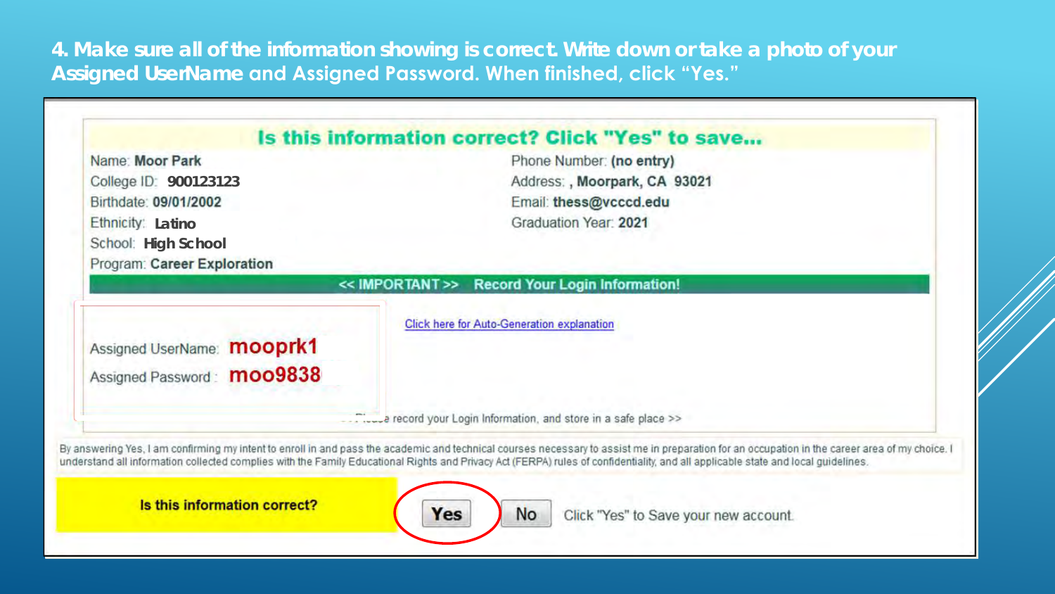**4. Make sure all of the information showing is correct. Write down or take a photo of your Assigned UserName and Assigned Password. When finished, click "Yes."**

## Is this information correct? Click "Yes" to save...

Name: **Moor Park**
College ID: **900123123**
Birthdate: **09/01/2002**
Ethnicity: **Latino**
School: **High School**
Program: **Career Exploration**

Phone Number: **(no entry)**
Address: **, Moorpark, CA 93021**
Email: **thess@vcccd.edu**
Graduation Year: **2021**

**<< IMPORTANT >> Record Your Login Information!**

Assigned UserName: **mooprk1**
Assigned Password: **moo9838**

Click here for Auto-Generation explanation

<< Please record your Login Information, and store in a safe place >>

By answering Yes, I am confirming my intent to enroll in and pass the academic and technical courses necessary to assist me in preparation for an occupation in the career area of my choice. I understand all information collected complies with the Family Educational Rights and Privacy Act (FERPA) rules of confidentiality, and all applicable state and local guidelines.

**Is this information correct?** **Yes** **No** Click "Yes" to Save your new account.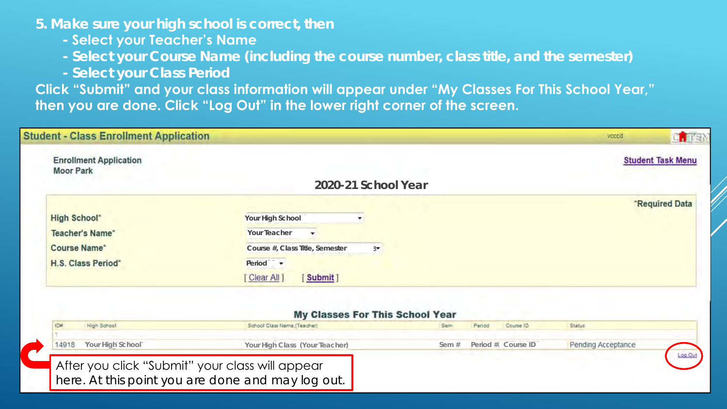**5. Make sure your high school is correct, then**

- **Select your Teacher's Name**
- **Select your Course Name (including the course number, class title, and the semester)**
- **Select your Class Period**

**Click "Submit" and your class information will appear under "My Classes For This School Year," then you are done. Click "Log Out" in the lower right corner of the screen.**

## Student - Class Enrollment Application

vcccd

Enrollment Application
Moor Park

Student Task Menu

### 2020-21 School Year

*Required Data

| | |
|---|---|
| High School* | Your High School |
| Teacher's Name* | Your Teacher |
| Course Name* | Course #, Class Title, Semester |
| H.S. Class Period* | Period |

[ Clear All ] [ Submit ]

### My Classes For This School Year

| ID# | High School | School Class Name,(Teacher) | Sem | Period | Course ID | Status |
|---|---|---|---|---|---|---|
| 14918 | Your High School | Your High Class (Your Teacher) | Sem # | Period # | Course ID | Pending Acceptance |

After you click "Submit" your class will appear here. At this point you are done and may log out.

Log Out